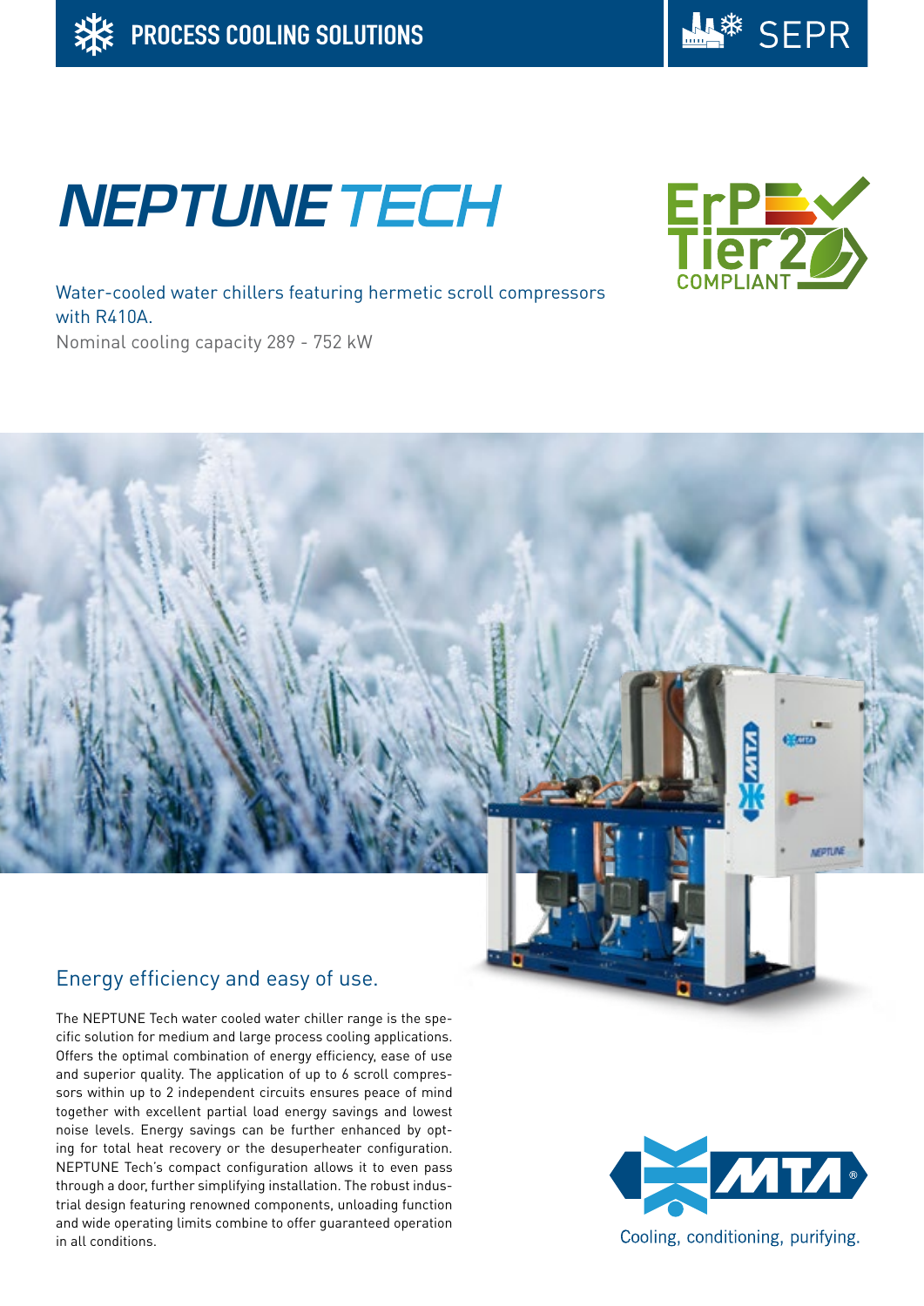PROCESS COOLING SOLUTIONS

SEPR

# NEPTUNE TECH

ErP Tier 2 COMPLIANT

Water-cooled water chillers featuring hermetic scroll compressors with R410A.

Nominal cooling capacity 289 - 752 kW

## Energy efficiency and easy of use.

The NEPTUNE Tech water cooled water chiller range is the specific solution for medium and large process cooling applications. Offers the optimal combination of energy efficiency, ease of use and superior quality. The application of up to 6 scroll compressors within up to 2 independent circuits ensures peace of mind together with excellent partial load energy savings and lowest noise levels. Energy savings can be further enhanced by opting for total heat recovery or the desuperheater configuration. NEPTUNE Tech's compact configuration allows it to even pass through a door, further simplifying installation. The robust industrial design featuring renowned components, unloading function and wide operating limits combine to offer guaranteed operation in all conditions.

MTA®

Cooling, conditioning, purifying.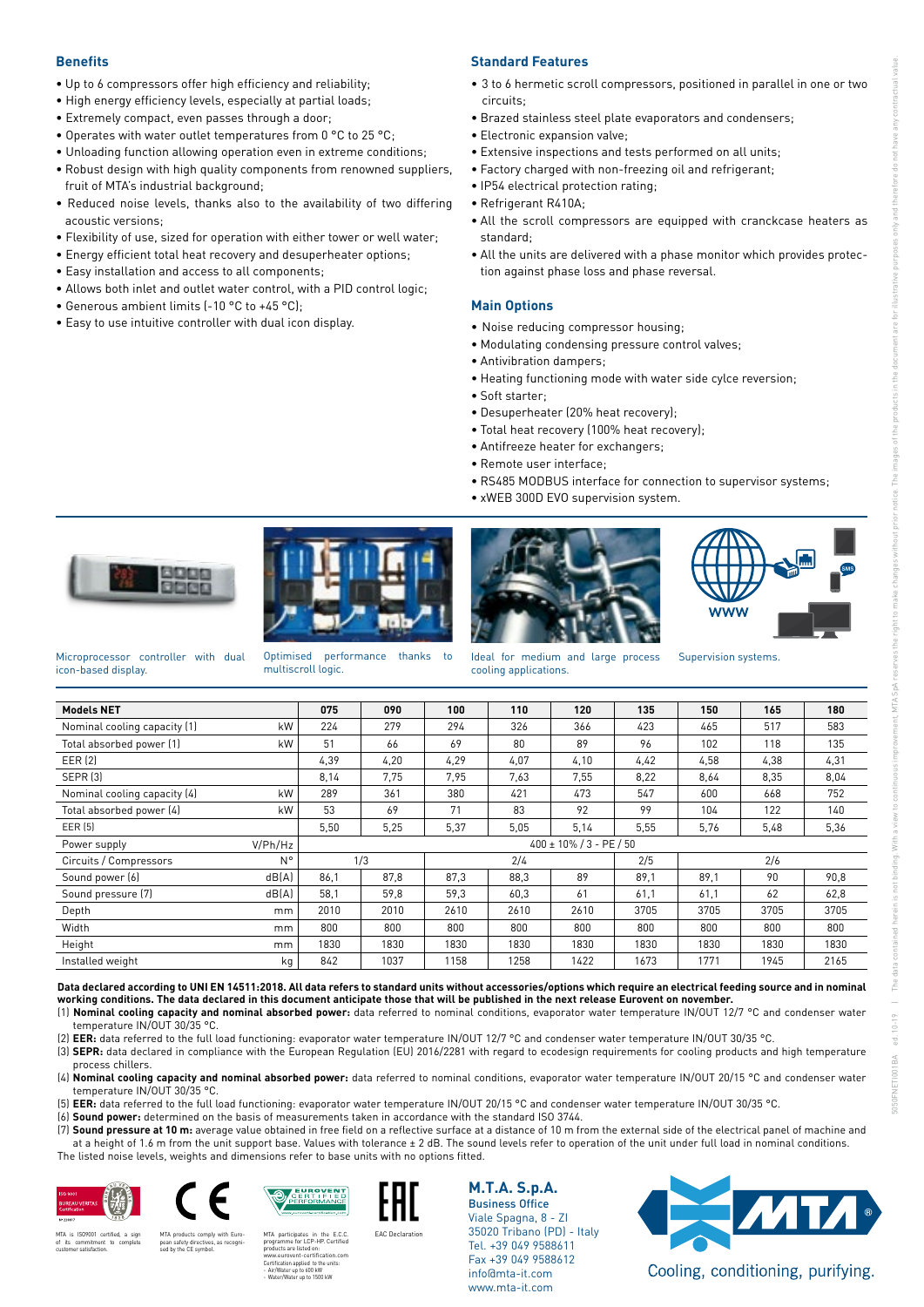## Benefits

- Up to 6 compressors offer high efficiency and reliability;
- High energy efficiency levels, especially at partial loads;
- Extremely compact, even passes through a door;
- Operates with water outlet temperatures from 0 °C to 25 °C;
- Unloading function allowing operation even in extreme conditions;
- Robust design with high quality components from renowned suppliers, fruit of MTA's industrial background;
- Reduced noise levels, thanks also to the availability of two differing acoustic versions;
- Flexibility of use, sized for operation with either tower or well water;
- Energy efficient total heat recovery and desuperheater options;
- Easy installation and access to all components;
- Allows both inlet and outlet water control, with a PID control logic;
- Generous ambient limits (-10 °C to +45 °C);
- Easy to use intuitive controller with dual icon display.

## Standard Features

- 3 to 6 hermetic scroll compressors, positioned in parallel in one or two circuits;
- Brazed stainless steel plate evaporators and condensers;
- Electronic expansion valve;
- Extensive inspections and tests performed on all units;
- Factory charged with non-freezing oil and refrigerant;
- IP54 electrical protection rating;
- Refrigerant R410A;
- All the scroll compressors are equipped with cranckcase heaters as standard;
- All the units are delivered with a phase monitor which provides protection against phase loss and phase reversal.

## Main Options

- Noise reducing compressor housing;
- Modulating condensing pressure control valves;
- Antivibration dampers;
- Heating functioning mode with water side cylce reversion;
- Soft starter;
- Desuperheater (20% heat recovery);
- Total heat recovery (100% heat recovery);
- Antifreeze heater for exchangers;
- Remote user interface;
- RS485 MODBUS interface for connection to supervisor systems;
- xWEB 300D EVO supervision system.

Microprocessor controller with dual icon-based display.

Optimised performance thanks to multiscroll logic.

Ideal for medium and large process cooling applications.

Supervision systems.

| Models NET | | 075 | 090 | 100 | 110 | 120 | 135 | 150 | 165 | 180 |
|---|---|---|---|---|---|---|---|---|---|---|
| Nominal cooling capacity (1) | kW | 224 | 279 | 294 | 326 | 366 | 423 | 465 | 517 | 583 |
| Total absorbed power (1) | kW | 51 | 66 | 69 | 80 | 89 | 96 | 102 | 118 | 135 |
| EER (2) | | 4,39 | 4,20 | 4,29 | 4,07 | 4,10 | 4,42 | 4,58 | 4,38 | 4,31 |
| SEPR (3) | | 8,14 | 7,75 | 7,95 | 7,63 | 7,55 | 8,22 | 8,64 | 8,35 | 8,04 |
| Nominal cooling capacity (4) | kW | 289 | 361 | 380 | 421 | 473 | 547 | 600 | 668 | 752 |
| Total absorbed power (4) | kW | 53 | 69 | 71 | 83 | 92 | 99 | 104 | 122 | 140 |
| EER (5) | | 5,50 | 5,25 | 5,37 | 5,05 | 5,14 | 5,55 | 5,76 | 5,48 | 5,36 |
| Power supply | V/Ph/Hz | 400 ± 10% / 3 - PE / 50 | | | | | | | | |
| Circuits / Compressors | N° | 1/3 | | 2/4 | | | 2/5 | 2/6 | | |
| Sound power (6) | dB(A) | 86,1 | 87,8 | 87,3 | 88,3 | 89 | 89,1 | 89,1 | 90 | 90,8 |
| Sound pressure (7) | dB(A) | 58,1 | 59,8 | 59,3 | 60,3 | 61 | 61,1 | 61,1 | 62 | 62,8 |
| Depth | mm | 2010 | 2010 | 2610 | 2610 | 2610 | 3705 | 3705 | 3705 | 3705 |
| Width | mm | 800 | 800 | 800 | 800 | 800 | 800 | 800 | 800 | 800 |
| Height | mm | 1830 | 1830 | 1830 | 1830 | 1830 | 1830 | 1830 | 1830 | 1830 |
| Installed weight | kg | 842 | 1037 | 1158 | 1258 | 1422 | 1673 | 1771 | 1945 | 2165 |

**Data declared according to UNI EN 14511:2018. All data refers to standard units without accessories/options which require an electrical feeding source and in nominal working conditions. The data declared in this document anticipate those that will be published in the next release Eurovent on november.**

(1) **Nominal cooling capacity and nominal absorbed power:** data referred to nominal conditions, evaporator water temperature IN/OUT 12/7 °C and condenser water temperature IN/OUT 30/35 °C.

(2) **EER:** data referred to the full load functioning: evaporator water temperature IN/OUT 12/7 °C and condenser water temperature IN/OUT 30/35 °C.

(3) **SEPR:** data declared in compliance with the European Regulation (EU) 2016/2281 with regard to ecodesign requirements for cooling products and high temperature process chillers.

(4) **Nominal cooling capacity and nominal absorbed power:** data referred to nominal conditions, evaporator water temperature IN/OUT 20/15 °C and condenser water temperature IN/OUT 30/35 °C.

(5) **EER:** data referred to the full load functioning: evaporator water temperature IN/OUT 20/15 °C and condenser water temperature IN/OUT 30/35 °C.

(6) **Sound power:** determined on the basis of measurements taken in accordance with the standard ISO 3744.

(7) **Sound pressure at 10 m:** average value obtained in free field on a reflective surface at a distance of 10 m from the external side of the electrical panel of machine and at a height of 1.6 m from the unit support base. Values with tolerance ± 2 dB. The sound levels refer to operation of the unit under full load in nominal conditions.

The listed noise levels, weights and dimensions refer to base units with no options fitted.

MTA is ISO9001 certified, a sign of its commitment to complete customer satisfaction.

MTA products comply with European safety directives, as recognised by the CE symbol.

MTA participates in the E.C.C. programme for LCP-HP. Certified products are listed on: www.eurovent-certification.com Certification applied to the units: - Air/Water up to 600 kW - Water/Water up to 1500 kW

EAC Declaration

**M.T.A. S.p.A.**
Business Office
Viale Spagna, 8 - ZI
35020 Tribano (PD) - Italy
Tel. +39 049 9588611
Fax +39 049 9588612
info@mta-it.com
www.mta-it.com

Cooling, conditioning, purifying.

The data contained herein is not binding. With a view to continuous improvement, MTA SpA reserves the right to make changes without prior notice. The images of the products in the document are for illustrative purposes only and therefore do not have any contractual value.